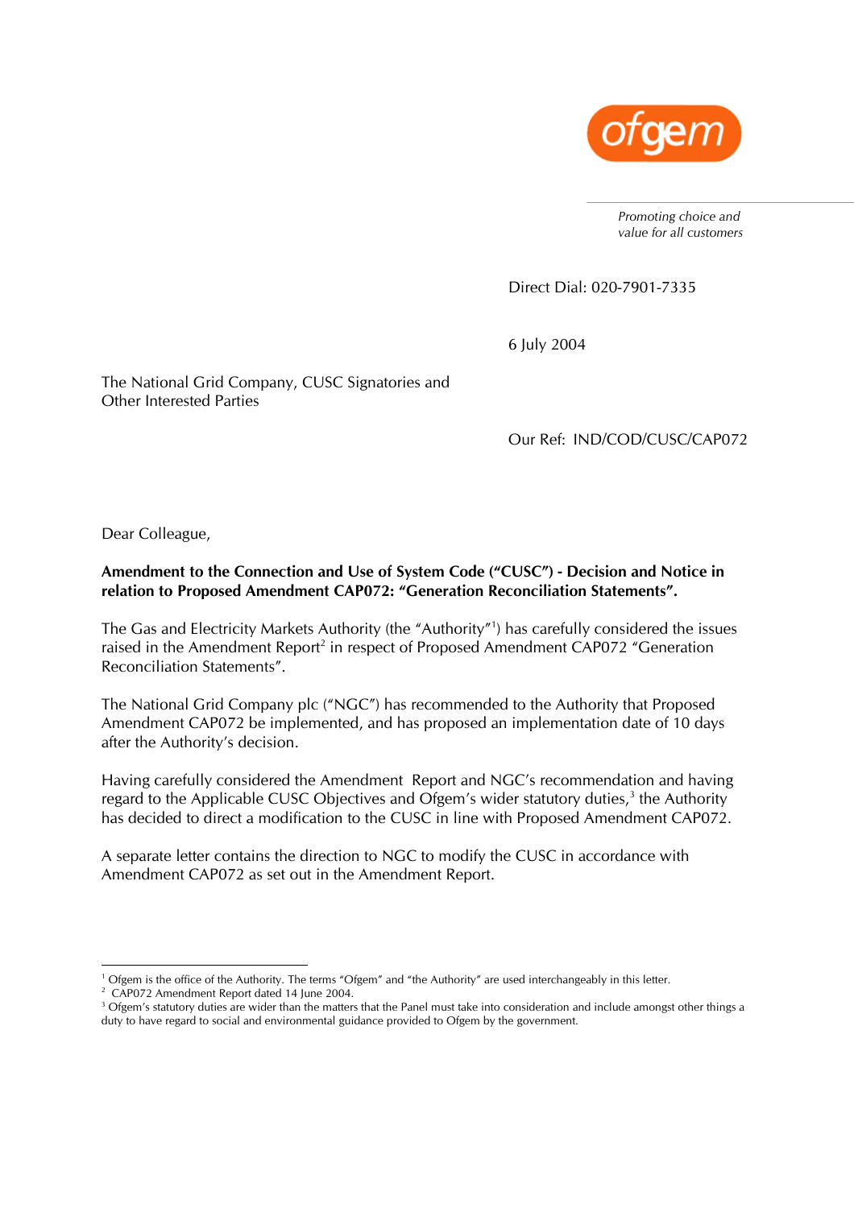ofgem

*Promoting choice and value for all customers*

Direct Dial: 020-7901-7335

6 July 2004

The National Grid Company, CUSC Signatories and Other Interested Parties

Our Ref: IND/COD/CUSC/CAP072

Dear Colleague,

**Amendment to the Connection and Use of System Code ("CUSC") - Decision and Notice in relation to Proposed Amendment CAP072: "Generation Reconciliation Statements".**

The Gas and Electricity Markets Authority (the "Authority"[1]) has carefully considered the issues raised in the Amendment Report[2] in respect of Proposed Amendment CAP072 "Generation Reconciliation Statements".

The National Grid Company plc ("NGC") has recommended to the Authority that Proposed Amendment CAP072 be implemented, and has proposed an implementation date of 10 days after the Authority's decision.

Having carefully considered the Amendment Report and NGC's recommendation and having regard to the Applicable CUSC Objectives and Ofgem's wider statutory duties,[3] the Authority has decided to direct a modification to the CUSC in line with Proposed Amendment CAP072.

A separate letter contains the direction to NGC to modify the CUSC in accordance with Amendment CAP072 as set out in the Amendment Report.

---

[1] Ofgem is the office of the Authority. The terms "Ofgem" and "the Authority" are used interchangeably in this letter.

[2] CAP072 Amendment Report dated 14 June 2004.

[3] Ofgem's statutory duties are wider than the matters that the Panel must take into consideration and include amongst other things a duty to have regard to social and environmental guidance provided to Ofgem by the government.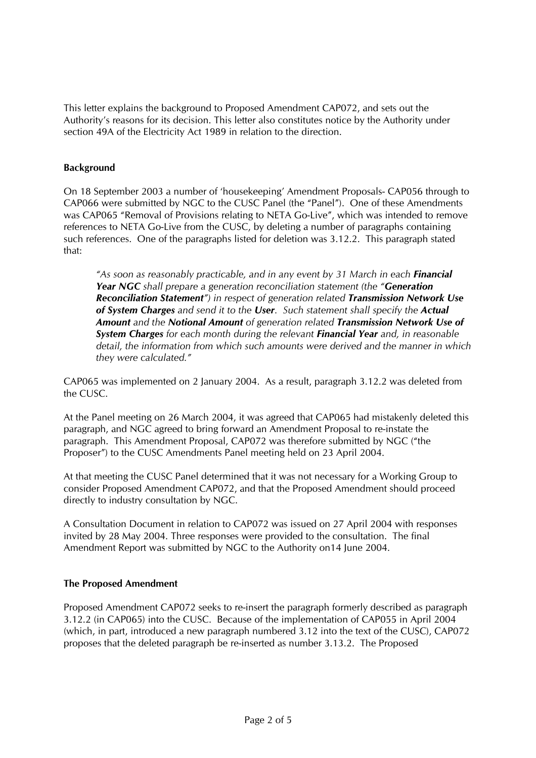This letter explains the background to Proposed Amendment CAP072, and sets out the Authority's reasons for its decision. This letter also constitutes notice by the Authority under section 49A of the Electricity Act 1989 in relation to the direction.

**Background**

On 18 September 2003 a number of 'housekeeping' Amendment Proposals- CAP056 through to CAP066 were submitted by NGC to the CUSC Panel (the "Panel"). One of these Amendments was CAP065 "Removal of Provisions relating to NETA Go-Live", which was intended to remove references to NETA Go-Live from the CUSC, by deleting a number of paragraphs containing such references. One of the paragraphs listed for deletion was 3.12.2. This paragraph stated that:

> *"As soon as reasonably practicable, and in any event by 31 March in each* ***Financial Year NGC*** *shall prepare a generation reconciliation statement (the "****Generation Reconciliation Statement****") in respect of generation related* ***Transmission Network Use of System Charges*** *and send it to the* ***User****. Such statement shall specify the* ***Actual Amount*** *and the* ***Notional Amount*** *of generation related* ***Transmission Network Use of System Charges*** *for each month during the relevant* ***Financial Year*** *and, in reasonable detail, the information from which such amounts were derived and the manner in which they were calculated."*

CAP065 was implemented on 2 January 2004. As a result, paragraph 3.12.2 was deleted from the CUSC.

At the Panel meeting on 26 March 2004, it was agreed that CAP065 had mistakenly deleted this paragraph, and NGC agreed to bring forward an Amendment Proposal to re-instate the paragraph. This Amendment Proposal, CAP072 was therefore submitted by NGC ("the Proposer") to the CUSC Amendments Panel meeting held on 23 April 2004.

At that meeting the CUSC Panel determined that it was not necessary for a Working Group to consider Proposed Amendment CAP072, and that the Proposed Amendment should proceed directly to industry consultation by NGC.

A Consultation Document in relation to CAP072 was issued on 27 April 2004 with responses invited by 28 May 2004. Three responses were provided to the consultation. The final Amendment Report was submitted by NGC to the Authority on14 June 2004.

**The Proposed Amendment**

Proposed Amendment CAP072 seeks to re-insert the paragraph formerly described as paragraph 3.12.2 (in CAP065) into the CUSC. Because of the implementation of CAP055 in April 2004 (which, in part, introduced a new paragraph numbered 3.12 into the text of the CUSC), CAP072 proposes that the deleted paragraph be re-inserted as number 3.13.2. The Proposed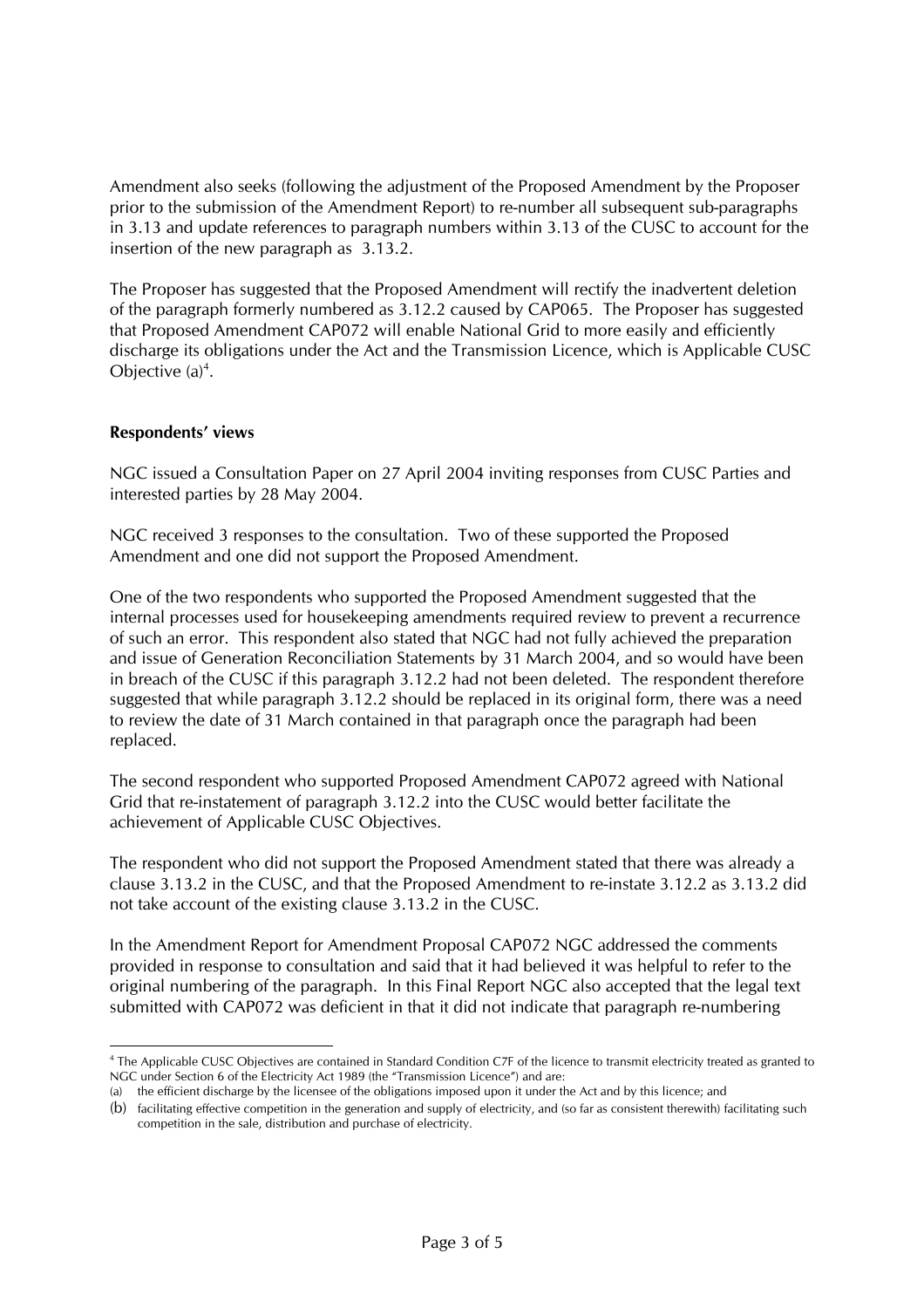Amendment also seeks (following the adjustment of the Proposed Amendment by the Proposer prior to the submission of the Amendment Report) to re-number all subsequent sub-paragraphs in 3.13 and update references to paragraph numbers within 3.13 of the CUSC to account for the insertion of the new paragraph as 3.13.2.

The Proposer has suggested that the Proposed Amendment will rectify the inadvertent deletion of the paragraph formerly numbered as 3.12.2 caused by CAP065. The Proposer has suggested that Proposed Amendment CAP072 will enable National Grid to more easily and efficiently discharge its obligations under the Act and the Transmission Licence, which is Applicable CUSC Objective (a)[4].

**Respondents' views**

NGC issued a Consultation Paper on 27 April 2004 inviting responses from CUSC Parties and interested parties by 28 May 2004.

NGC received 3 responses to the consultation. Two of these supported the Proposed Amendment and one did not support the Proposed Amendment.

One of the two respondents who supported the Proposed Amendment suggested that the internal processes used for housekeeping amendments required review to prevent a recurrence of such an error. This respondent also stated that NGC had not fully achieved the preparation and issue of Generation Reconciliation Statements by 31 March 2004, and so would have been in breach of the CUSC if this paragraph 3.12.2 had not been deleted. The respondent therefore suggested that while paragraph 3.12.2 should be replaced in its original form, there was a need to review the date of 31 March contained in that paragraph once the paragraph had been replaced.

The second respondent who supported Proposed Amendment CAP072 agreed with National Grid that re-instatement of paragraph 3.12.2 into the CUSC would better facilitate the achievement of Applicable CUSC Objectives.

The respondent who did not support the Proposed Amendment stated that there was already a clause 3.13.2 in the CUSC, and that the Proposed Amendment to re-instate 3.12.2 as 3.13.2 did not take account of the existing clause 3.13.2 in the CUSC.

In the Amendment Report for Amendment Proposal CAP072 NGC addressed the comments provided in response to consultation and said that it had believed it was helpful to refer to the original numbering of the paragraph. In this Final Report NGC also accepted that the legal text submitted with CAP072 was deficient in that it did not indicate that paragraph re-numbering

---

[4] The Applicable CUSC Objectives are contained in Standard Condition C7F of the licence to transmit electricity treated as granted to NGC under Section 6 of the Electricity Act 1989 (the "Transmission Licence") and are:
(a) the efficient discharge by the licensee of the obligations imposed upon it under the Act and by this licence; and
(b) facilitating effective competition in the generation and supply of electricity, and (so far as consistent therewith) facilitating such competition in the sale, distribution and purchase of electricity.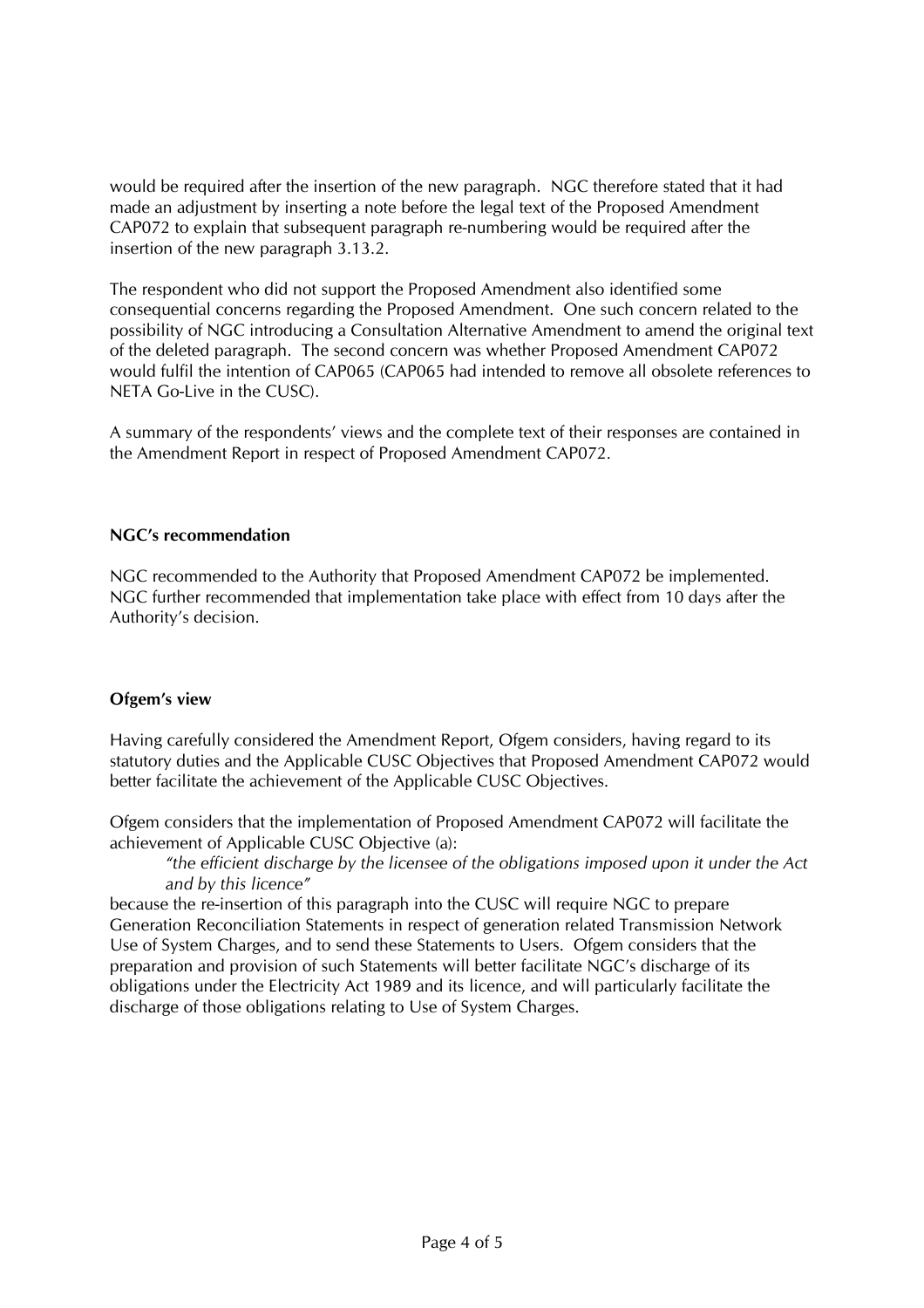would be required after the insertion of the new paragraph. NGC therefore stated that it had made an adjustment by inserting a note before the legal text of the Proposed Amendment CAP072 to explain that subsequent paragraph re-numbering would be required after the insertion of the new paragraph 3.13.2.

The respondent who did not support the Proposed Amendment also identified some consequential concerns regarding the Proposed Amendment. One such concern related to the possibility of NGC introducing a Consultation Alternative Amendment to amend the original text of the deleted paragraph. The second concern was whether Proposed Amendment CAP072 would fulfil the intention of CAP065 (CAP065 had intended to remove all obsolete references to NETA Go-Live in the CUSC).

A summary of the respondents' views and the complete text of their responses are contained in the Amendment Report in respect of Proposed Amendment CAP072.

**NGC's recommendation**

NGC recommended to the Authority that Proposed Amendment CAP072 be implemented. NGC further recommended that implementation take place with effect from 10 days after the Authority's decision.

**Ofgem's view**

Having carefully considered the Amendment Report, Ofgem considers, having regard to its statutory duties and the Applicable CUSC Objectives that Proposed Amendment CAP072 would better facilitate the achievement of the Applicable CUSC Objectives.

Ofgem considers that the implementation of Proposed Amendment CAP072 will facilitate the achievement of Applicable CUSC Objective (a):

> *"the efficient discharge by the licensee of the obligations imposed upon it under the Act and by this licence"*

because the re-insertion of this paragraph into the CUSC will require NGC to prepare Generation Reconciliation Statements in respect of generation related Transmission Network Use of System Charges, and to send these Statements to Users. Ofgem considers that the preparation and provision of such Statements will better facilitate NGC's discharge of its obligations under the Electricity Act 1989 and its licence, and will particularly facilitate the discharge of those obligations relating to Use of System Charges.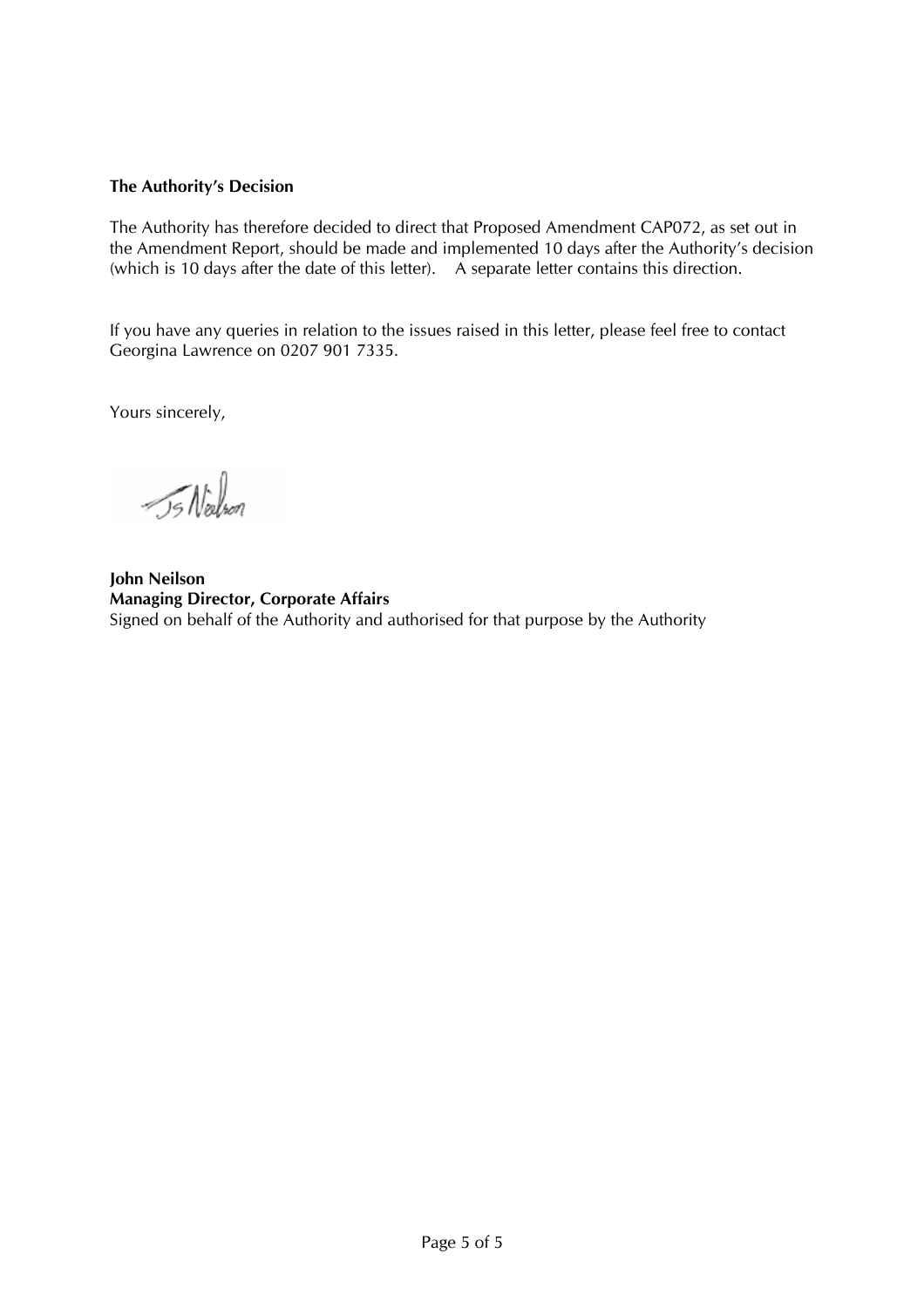**The Authority's Decision**

The Authority has therefore decided to direct that Proposed Amendment CAP072, as set out in the Amendment Report, should be made and implemented 10 days after the Authority's decision (which is 10 days after the date of this letter). A separate letter contains this direction.

If you have any queries in relation to the issues raised in this letter, please feel free to contact Georgina Lawrence on 0207 901 7335.

Yours sincerely,

**John Neilson**
**Managing Director, Corporate Affairs**
Signed on behalf of the Authority and authorised for that purpose by the Authority